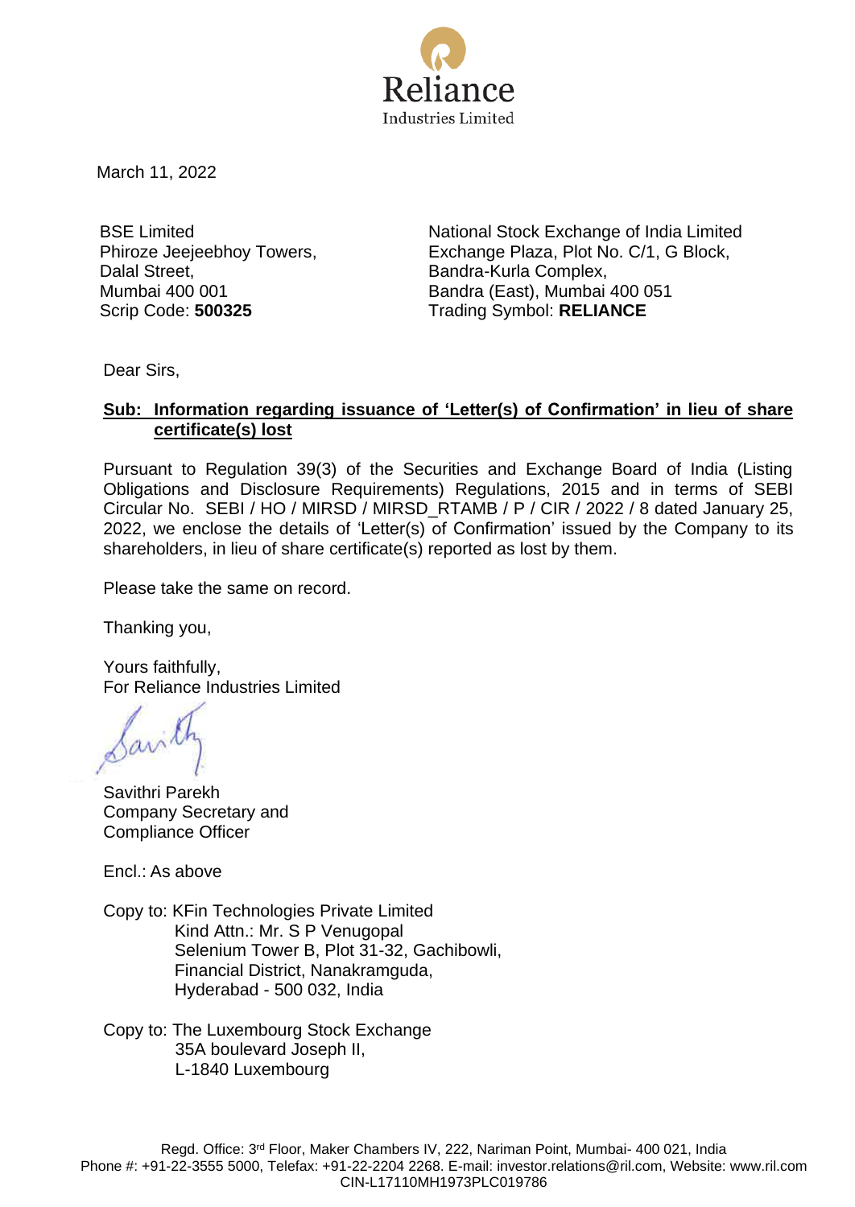Reliance
Industries Limited

March 11, 2022

BSE Limited
Phiroze Jeejeebhoy Towers,
Dalal Street,
Mumbai 400 001
Scrip Code: **500325**

National Stock Exchange of India Limited
Exchange Plaza, Plot No. C/1, G Block,
Bandra-Kurla Complex,
Bandra (East), Mumbai 400 051
Trading Symbol: **RELIANCE**

Dear Sirs,

**Sub: Information regarding issuance of 'Letter(s) of Confirmation' in lieu of share certificate(s) lost**

Pursuant to Regulation 39(3) of the Securities and Exchange Board of India (Listing Obligations and Disclosure Requirements) Regulations, 2015 and in terms of SEBI Circular No. SEBI / HO / MIRSD / MIRSD_RTAMB / P / CIR / 2022 / 8 dated January 25, 2022, we enclose the details of 'Letter(s) of Confirmation' issued by the Company to its shareholders, in lieu of share certificate(s) reported as lost by them.

Please take the same on record.

Thanking you,

Yours faithfully,
For Reliance Industries Limited

Savithri Parekh
Company Secretary and
Compliance Officer

Encl.: As above

Copy to: KFin Technologies Private Limited
Kind Attn.: Mr. S P Venugopal
Selenium Tower B, Plot 31-32, Gachibowli,
Financial District, Nanakramguda,
Hyderabad - 500 032, India

Copy to: The Luxembourg Stock Exchange
35A boulevard Joseph II,
L-1840 Luxembourg

Regd. Office: 3rd Floor, Maker Chambers IV, 222, Nariman Point, Mumbai- 400 021, India
Phone #: +91-22-3555 5000, Telefax: +91-22-2204 2268. E-mail: investor.relations@ril.com, Website: www.ril.com
CIN-L17110MH1973PLC019786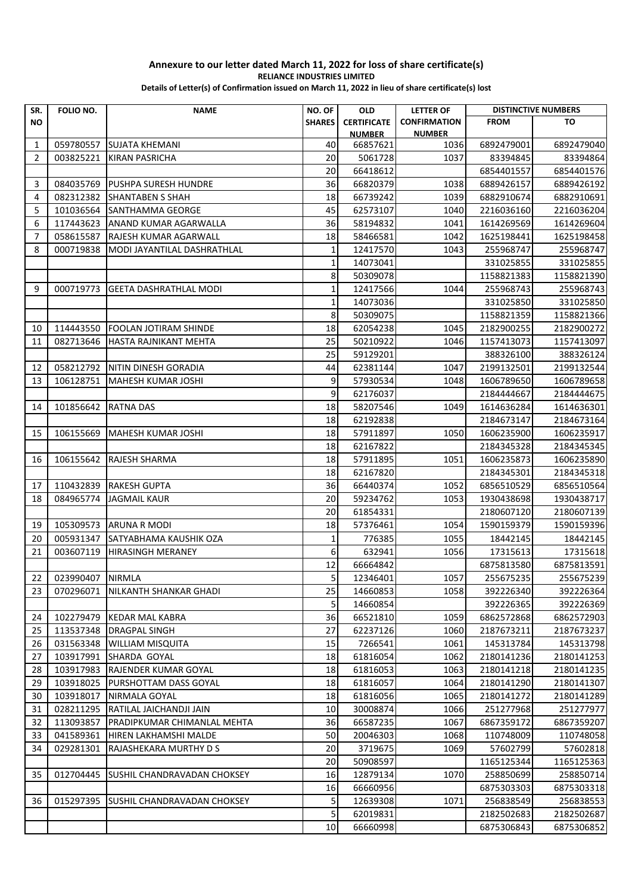**Annexure to our letter dated March 11, 2022 for loss of share certificate(s)**

**RELIANCE INDUSTRIES LIMITED**

**Details of Letter(s) of Confirmation issued on March 11, 2022 in lieu of share certificate(s) lost**

| SR. NO | FOLIO NO. | NAME | NO. OF SHARES | OLD CERTIFICATE NUMBER | LETTER OF CONFIRMATION NUMBER | DISTINCTIVE NUMBERS | |
|---|---|---|---|---|---|---|---|
| | | | | | | FROM | TO |
| 1 | 059780557 | SUJATA KHEMANI | 40 | 66857621 | 1036 | 6892479001 | 6892479040 |
| 2 | 003825221 | KIRAN PASRICHA | 20 | 5061728 | 1037 | 83394845 | 83394864 |
| | | | 20 | 66418612 | | 6854401557 | 6854401576 |
| 3 | 084035769 | PUSHPA SURESH HUNDRE | 36 | 66820379 | 1038 | 6889426157 | 6889426192 |
| 4 | 082312382 | SHANTABEN S SHAH | 18 | 66739242 | 1039 | 6882910674 | 6882910691 |
| 5 | 101036564 | SANTHAMMA GEORGE | 45 | 62573107 | 1040 | 2216036160 | 2216036204 |
| 6 | 117443623 | ANAND KUMAR AGARWALLA | 36 | 58194832 | 1041 | 1614269569 | 1614269604 |
| 7 | 058615587 | RAJESH KUMAR AGARWALL | 18 | 58466581 | 1042 | 1625198441 | 1625198458 |
| 8 | 000719838 | MODI JAYANTILAL DASHRATHLAL | 1 | 12417570 | 1043 | 255968747 | 255968747 |
| | | | 1 | 14073041 | | 331025855 | 331025855 |
| | | | 8 | 50309078 | | 1158821383 | 1158821390 |
| 9 | 000719773 | GEETA DASHRATHLAL MODI | 1 | 12417566 | 1044 | 255968743 | 255968743 |
| | | | 1 | 14073036 | | 331025850 | 331025850 |
| | | | 8 | 50309075 | | 1158821359 | 1158821366 |
| 10 | 114443550 | FOOLAN JOTIRAM SHINDE | 18 | 62054238 | 1045 | 2182900255 | 2182900272 |
| 11 | 082713646 | HASTA RAJNIKANT MEHTA | 25 | 50210922 | 1046 | 1157413073 | 1157413097 |
| | | | 25 | 59129201 | | 388326100 | 388326124 |
| 12 | 058212792 | NITIN DINESH GORADIA | 44 | 62381144 | 1047 | 2199132501 | 2199132544 |
| 13 | 106128751 | MAHESH KUMAR JOSHI | 9 | 57930534 | 1048 | 1606789650 | 1606789658 |
| | | | 9 | 62176037 | | 2184444667 | 2184444675 |
| 14 | 101856642 | RATNA DAS | 18 | 58207546 | 1049 | 1614636284 | 1614636301 |
| | | | 18 | 62192838 | | 2184673147 | 2184673164 |
| 15 | 106155669 | MAHESH KUMAR JOSHI | 18 | 57911897 | 1050 | 1606235900 | 1606235917 |
| | | | 18 | 62167822 | | 2184345328 | 2184345345 |
| 16 | 106155642 | RAJESH SHARMA | 18 | 57911895 | 1051 | 1606235873 | 1606235890 |
| | | | 18 | 62167820 | | 2184345301 | 2184345318 |
| 17 | 110432839 | RAKESH GUPTA | 36 | 66440374 | 1052 | 6856510529 | 6856510564 |
| 18 | 084965774 | JAGMAIL KAUR | 20 | 59234762 | 1053 | 1930438698 | 1930438717 |
| | | | 20 | 61854331 | | 2180607120 | 2180607139 |
| 19 | 105309573 | ARUNA R MODI | 18 | 57376461 | 1054 | 1590159379 | 1590159396 |
| 20 | 005931347 | SATYABHAMA KAUSHIK OZA | 1 | 776385 | 1055 | 18442145 | 18442145 |
| 21 | 003607119 | HIRASINGH MERANEY | 6 | 632941 | 1056 | 17315613 | 17315618 |
| | | | 12 | 66664842 | | 6875813580 | 6875813591 |
| 22 | 023990407 | NIRMLA | 5 | 12346401 | 1057 | 255675235 | 255675239 |
| 23 | 070296071 | NILKANTH SHANKAR GHADI | 25 | 14660853 | 1058 | 392226340 | 392226364 |
| | | | 5 | 14660854 | | 392226365 | 392226369 |
| 24 | 102279479 | KEDAR MAL KABRA | 36 | 66521810 | 1059 | 6862572868 | 6862572903 |
| 25 | 113537348 | DRAGPAL SINGH | 27 | 62237126 | 1060 | 2187673211 | 2187673237 |
| 26 | 031563348 | WILLIAM MISQUITA | 15 | 7266541 | 1061 | 145313784 | 145313798 |
| 27 | 103917991 | SHARDA GOYAL | 18 | 61816054 | 1062 | 2180141236 | 2180141253 |
| 28 | 103917983 | RAJENDER KUMAR GOYAL | 18 | 61816053 | 1063 | 2180141218 | 2180141235 |
| 29 | 103918025 | PURSHOTTAM DASS GOYAL | 18 | 61816057 | 1064 | 2180141290 | 2180141307 |
| 30 | 103918017 | NIRMALA GOYAL | 18 | 61816056 | 1065 | 2180141272 | 2180141289 |
| 31 | 028211295 | RATILAL JAICHANDJI JAIN | 10 | 30008874 | 1066 | 251277968 | 251277977 |
| 32 | 113093857 | PRADIPKUMAR CHIMANLAL MEHTA | 36 | 66587235 | 1067 | 6867359172 | 6867359207 |
| 33 | 041589361 | HIREN LAKHAMSHI MALDE | 50 | 20046303 | 1068 | 110748009 | 110748058 |
| 34 | 029281301 | RAJASHEKARA MURTHY D S | 20 | 3719675 | 1069 | 57602799 | 57602818 |
| | | | 20 | 50908597 | | 1165125344 | 1165125363 |
| 35 | 012704445 | SUSHIL CHANDRAVADAN CHOKSEY | 16 | 12879134 | 1070 | 258850699 | 258850714 |
| | | | 16 | 66660956 | | 6875303303 | 6875303318 |
| 36 | 015297395 | SUSHIL CHANDRAVADAN CHOKSEY | 5 | 12639308 | 1071 | 256838549 | 256838553 |
| | | | 5 | 62019831 | | 2182502683 | 2182502687 |
| | | | 10 | 66660998 | | 6875306843 | 6875306852 |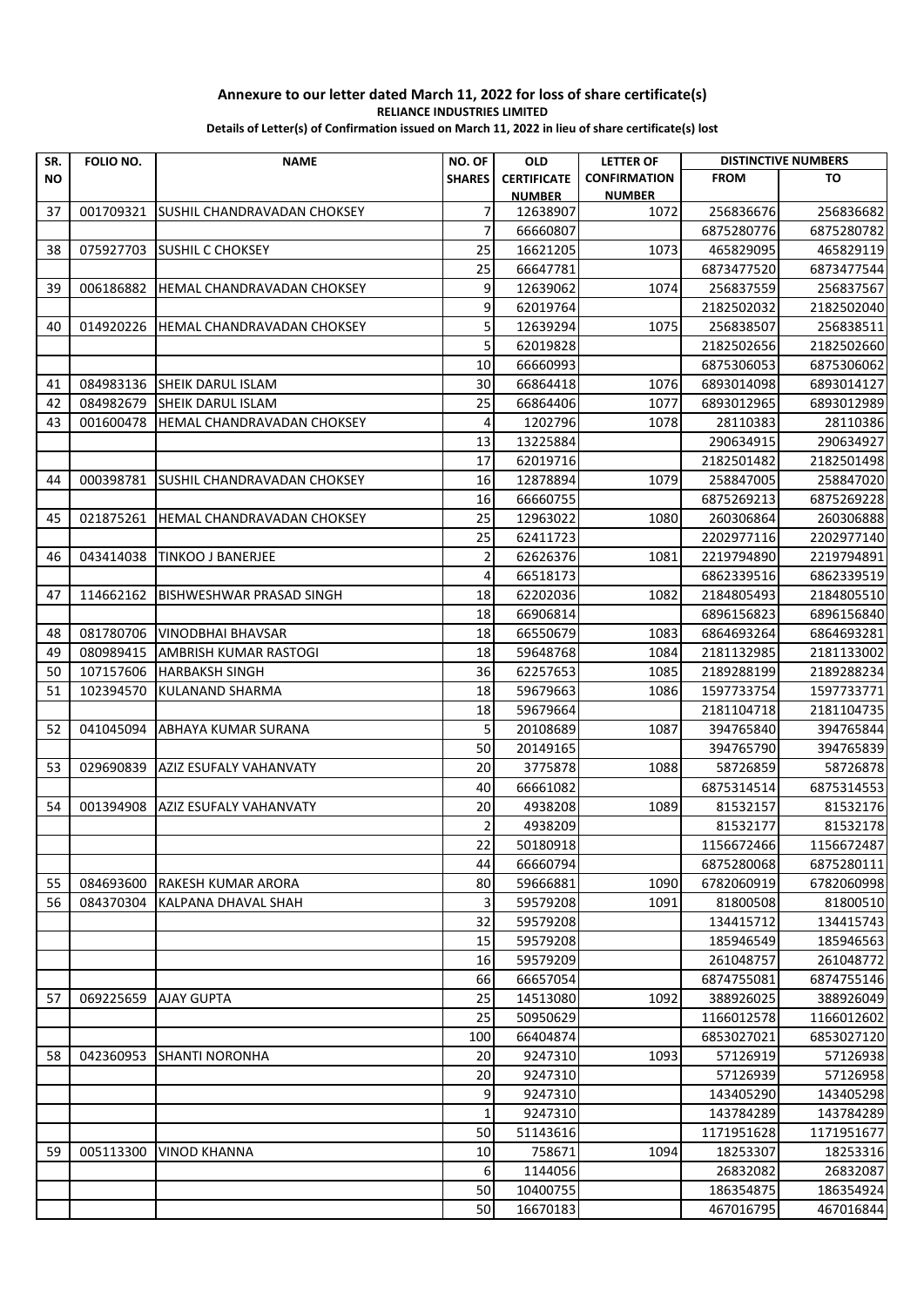**Annexure to our letter dated March 11, 2022 for loss of share certificate(s)**

**RELIANCE INDUSTRIES LIMITED**

**Details of Letter(s) of Confirmation issued on March 11, 2022 in lieu of share certificate(s) lost**

| SR. NO | FOLIO NO. | NAME | NO. OF SHARES | OLD CERTIFICATE NUMBER | LETTER OF CONFIRMATION NUMBER | DISTINCTIVE NUMBERS | |
|---|---|---|---|---|---|---|---|
| | | | | | | FROM | TO |
| 37 | 001709321 | SUSHIL CHANDRAVADAN CHOKSEY | 7 | 12638907 | 1072 | 256836676 | 256836682 |
| | | | 7 | 66660807 | | 6875280776 | 6875280782 |
| 38 | 075927703 | SUSHIL C CHOKSEY | 25 | 16621205 | 1073 | 465829095 | 465829119 |
| | | | 25 | 66647781 | | 6873477520 | 6873477544 |
| 39 | 006186882 | HEMAL CHANDRAVADAN CHOKSEY | 9 | 12639062 | 1074 | 256837559 | 256837567 |
| | | | 9 | 62019764 | | 2182502032 | 2182502040 |
| 40 | 014920226 | HEMAL CHANDRAVADAN CHOKSEY | 5 | 12639294 | 1075 | 256838507 | 256838511 |
| | | | 5 | 62019828 | | 2182502656 | 2182502660 |
| | | | 10 | 66660993 | | 6875306053 | 6875306062 |
| 41 | 084983136 | SHEIK DARUL ISLAM | 30 | 66864418 | 1076 | 6893014098 | 6893014127 |
| 42 | 084982679 | SHEIK DARUL ISLAM | 25 | 66864406 | 1077 | 6893012965 | 6893012989 |
| 43 | 001600478 | HEMAL CHANDRAVADAN CHOKSEY | 4 | 1202796 | 1078 | 28110383 | 28110386 |
| | | | 13 | 13225884 | | 290634915 | 290634927 |
| | | | 17 | 62019716 | | 2182501482 | 2182501498 |
| 44 | 000398781 | SUSHIL CHANDRAVADAN CHOKSEY | 16 | 12878894 | 1079 | 258847005 | 258847020 |
| | | | 16 | 66660755 | | 6875269213 | 6875269228 |
| 45 | 021875261 | HEMAL CHANDRAVADAN CHOKSEY | 25 | 12963022 | 1080 | 260306864 | 260306888 |
| | | | 25 | 62411723 | | 2202977116 | 2202977140 |
| 46 | 043414038 | TINKOO J BANERJEE | 2 | 62626376 | 1081 | 2219794890 | 2219794891 |
| | | | 4 | 66518173 | | 6862339516 | 6862339519 |
| 47 | 114662162 | BISHWESHWAR PRASAD SINGH | 18 | 62202036 | 1082 | 2184805493 | 2184805510 |
| | | | 18 | 66906814 | | 6896156823 | 6896156840 |
| 48 | 081780706 | VINODBHAI BHAVSAR | 18 | 66550679 | 1083 | 6864693264 | 6864693281 |
| 49 | 080989415 | AMBRISH KUMAR RASTOGI | 18 | 59648768 | 1084 | 2181132985 | 2181133002 |
| 50 | 107157606 | HARBAKSH SINGH | 36 | 62257653 | 1085 | 2189288199 | 2189288234 |
| 51 | 102394570 | KULANAND SHARMA | 18 | 59679663 | 1086 | 1597733754 | 1597733771 |
| | | | 18 | 59679664 | | 2181104718 | 2181104735 |
| 52 | 041045094 | ABHAYA KUMAR SURANA | 5 | 20108689 | 1087 | 394765840 | 394765844 |
| | | | 50 | 20149165 | | 394765790 | 394765839 |
| 53 | 029690839 | AZIZ ESUFALY VAHANVATY | 20 | 3775878 | 1088 | 58726859 | 58726878 |
| | | | 40 | 66661082 | | 6875314514 | 6875314553 |
| 54 | 001394908 | AZIZ ESUFALY VAHANVATY | 20 | 4938208 | 1089 | 81532157 | 81532176 |
| | | | 2 | 4938209 | | 81532177 | 81532178 |
| | | | 22 | 50180918 | | 1156672466 | 1156672487 |
| | | | 44 | 66660794 | | 6875280068 | 6875280111 |
| 55 | 084693600 | RAKESH KUMAR ARORA | 80 | 59666881 | 1090 | 6782060919 | 6782060998 |
| 56 | 084370304 | KALPANA DHAVAL SHAH | 3 | 59579208 | 1091 | 81800508 | 81800510 |
| | | | 32 | 59579208 | | 134415712 | 134415743 |
| | | | 15 | 59579208 | | 185946549 | 185946563 |
| | | | 16 | 59579209 | | 261048757 | 261048772 |
| | | | 66 | 66657054 | | 6874755081 | 6874755146 |
| 57 | 069225659 | AJAY GUPTA | 25 | 14513080 | 1092 | 388926025 | 388926049 |
| | | | 25 | 50950629 | | 1166012578 | 1166012602 |
| | | | 100 | 66404874 | | 6853027021 | 6853027120 |
| 58 | 042360953 | SHANTI NORONHA | 20 | 9247310 | 1093 | 57126919 | 57126938 |
| | | | 20 | 9247310 | | 57126939 | 57126958 |
| | | | 9 | 9247310 | | 143405290 | 143405298 |
| | | | 1 | 9247310 | | 143784289 | 143784289 |
| | | | 50 | 51143616 | | 1171951628 | 1171951677 |
| 59 | 005113300 | VINOD KHANNA | 10 | 758671 | 1094 | 18253307 | 18253316 |
| | | | 6 | 1144056 | | 26832082 | 26832087 |
| | | | 50 | 10400755 | | 186354875 | 186354924 |
| | | | 50 | 16670183 | | 467016795 | 467016844 |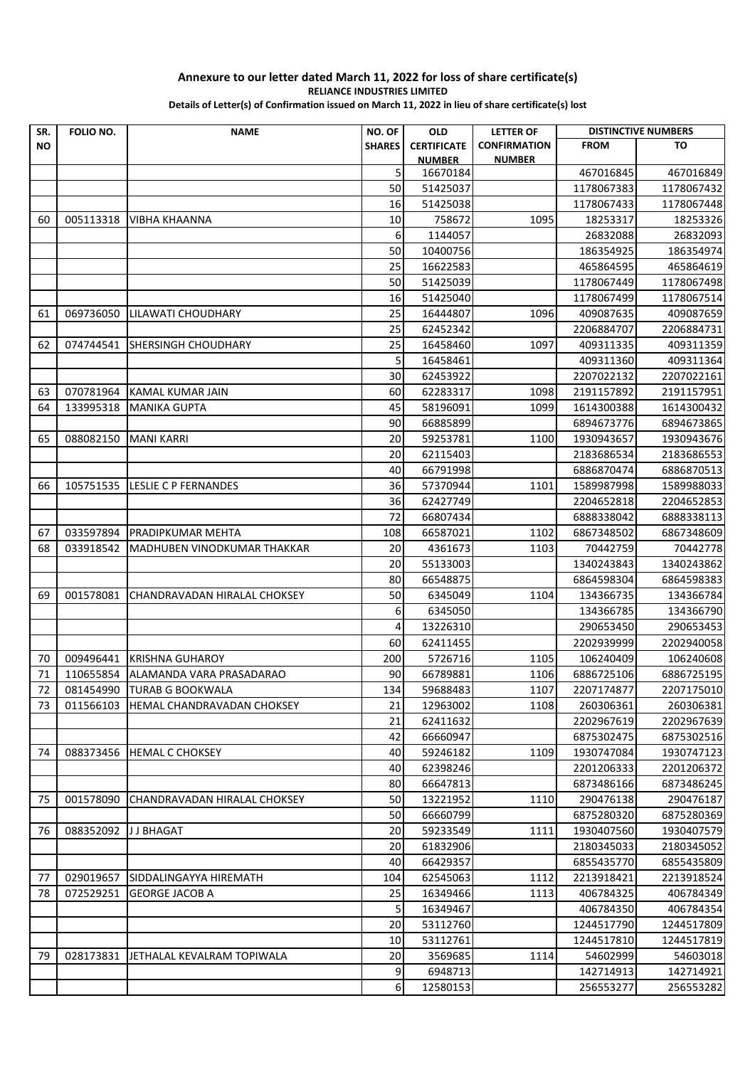**Annexure to our letter dated March 11, 2022 for loss of share certificate(s)**

**RELIANCE INDUSTRIES LIMITED**

**Details of Letter(s) of Confirmation issued on March 11, 2022 in lieu of share certificate(s) lost**

| SR. NO | FOLIO NO. | NAME | NO. OF SHARES | OLD CERTIFICATE NUMBER | LETTER OF CONFIRMATION NUMBER | DISTINCTIVE NUMBERS | |
|---|---|---|---|---|---|---|---|
| | | | | | | FROM | TO |
| | | | 5 | 16670184 | | 467016845 | 467016849 |
| | | | 50 | 51425037 | | 1178067383 | 1178067432 |
| | | | 16 | 51425038 | | 1178067433 | 1178067448 |
| 60 | 005113318 | VIBHA KHAANNA | 10 | 758672 | 1095 | 18253317 | 18253326 |
| | | | 6 | 1144057 | | 26832088 | 26832093 |
| | | | 50 | 10400756 | | 186354925 | 186354974 |
| | | | 25 | 16622583 | | 465864595 | 465864619 |
| | | | 50 | 51425039 | | 1178067449 | 1178067498 |
| | | | 16 | 51425040 | | 1178067499 | 1178067514 |
| 61 | 069736050 | LILAWATI CHOUDHARY | 25 | 16444807 | 1096 | 409087635 | 409087659 |
| | | | 25 | 62452342 | | 2206884707 | 2206884731 |
| 62 | 074744541 | SHERSINGH CHOUDHARY | 25 | 16458460 | 1097 | 409311335 | 409311359 |
| | | | 5 | 16458461 | | 409311360 | 409311364 |
| | | | 30 | 62453922 | | 2207022132 | 2207022161 |
| 63 | 070781964 | KAMAL KUMAR JAIN | 60 | 62283317 | 1098 | 2191157892 | 2191157951 |
| 64 | 133995318 | MANIKA GUPTA | 45 | 58196091 | 1099 | 1614300388 | 1614300432 |
| | | | 90 | 66885899 | | 6894673776 | 6894673865 |
| 65 | 088082150 | MANI KARRI | 20 | 59253781 | 1100 | 1930943657 | 1930943676 |
| | | | 20 | 62115403 | | 2183686534 | 2183686553 |
| | | | 40 | 66791998 | | 6886870474 | 6886870513 |
| 66 | 105751535 | LESLIE C P FERNANDES | 36 | 57370944 | 1101 | 1589987998 | 1589988033 |
| | | | 36 | 62427749 | | 2204652818 | 2204652853 |
| | | | 72 | 66807434 | | 6888338042 | 6888338113 |
| 67 | 033597894 | PRADIPKUMAR MEHTA | 108 | 66587021 | 1102 | 6867348502 | 6867348609 |
| 68 | 033918542 | MADHUBEN VINODKUMAR THAKKAR | 20 | 4361673 | 1103 | 70442759 | 70442778 |
| | | | 20 | 55133003 | | 1340243843 | 1340243862 |
| | | | 80 | 66548875 | | 6864598304 | 6864598383 |
| 69 | 001578081 | CHANDRAVADAN HIRALAL CHOKSEY | 50 | 6345049 | 1104 | 134366735 | 134366784 |
| | | | 6 | 6345050 | | 134366785 | 134366790 |
| | | | 4 | 13226310 | | 290653450 | 290653453 |
| | | | 60 | 62411455 | | 2202939999 | 2202940058 |
| 70 | 009496441 | KRISHNA GUHAROY | 200 | 5726716 | 1105 | 106240409 | 106240608 |
| 71 | 110655854 | ALAMANDA VARA PRASADARAO | 90 | 66789881 | 1106 | 6886725106 | 6886725195 |
| 72 | 081454990 | TURAB G BOOKWALA | 134 | 59688483 | 1107 | 2207174877 | 2207175010 |
| 73 | 011566103 | HEMAL CHANDRAVADAN CHOKSEY | 21 | 12963002 | 1108 | 260306361 | 260306381 |
| | | | 21 | 62411632 | | 2202967619 | 2202967639 |
| | | | 42 | 66660947 | | 6875302475 | 6875302516 |
| 74 | 088373456 | HEMAL C CHOKSEY | 40 | 59246182 | 1109 | 1930747084 | 1930747123 |
| | | | 40 | 62398246 | | 2201206333 | 2201206372 |
| | | | 80 | 66647813 | | 6873486166 | 6873486245 |
| 75 | 001578090 | CHANDRAVADAN HIRALAL CHOKSEY | 50 | 13221952 | 1110 | 290476138 | 290476187 |
| | | | 50 | 66660799 | | 6875280320 | 6875280369 |
| 76 | 088352092 | J J BHAGAT | 20 | 59233549 | 1111 | 1930407560 | 1930407579 |
| | | | 20 | 61832906 | | 2180345033 | 2180345052 |
| | | | 40 | 66429357 | | 6855435770 | 6855435809 |
| 77 | 029019657 | SIDDALINGAYYA HIREMATH | 104 | 62545063 | 1112 | 2213918421 | 2213918524 |
| 78 | 072529251 | GEORGE JACOB A | 25 | 16349466 | 1113 | 406784325 | 406784349 |
| | | | 5 | 16349467 | | 406784350 | 406784354 |
| | | | 20 | 53112760 | | 1244517790 | 1244517809 |
| | | | 10 | 53112761 | | 1244517810 | 1244517819 |
| 79 | 028173831 | JETHALAL KEVALRAM TOPIWALA | 20 | 3569685 | 1114 | 54602999 | 54603018 |
| | | | 9 | 6948713 | | 142714913 | 142714921 |
| | | | 6 | 12580153 | | 256553277 | 256553282 |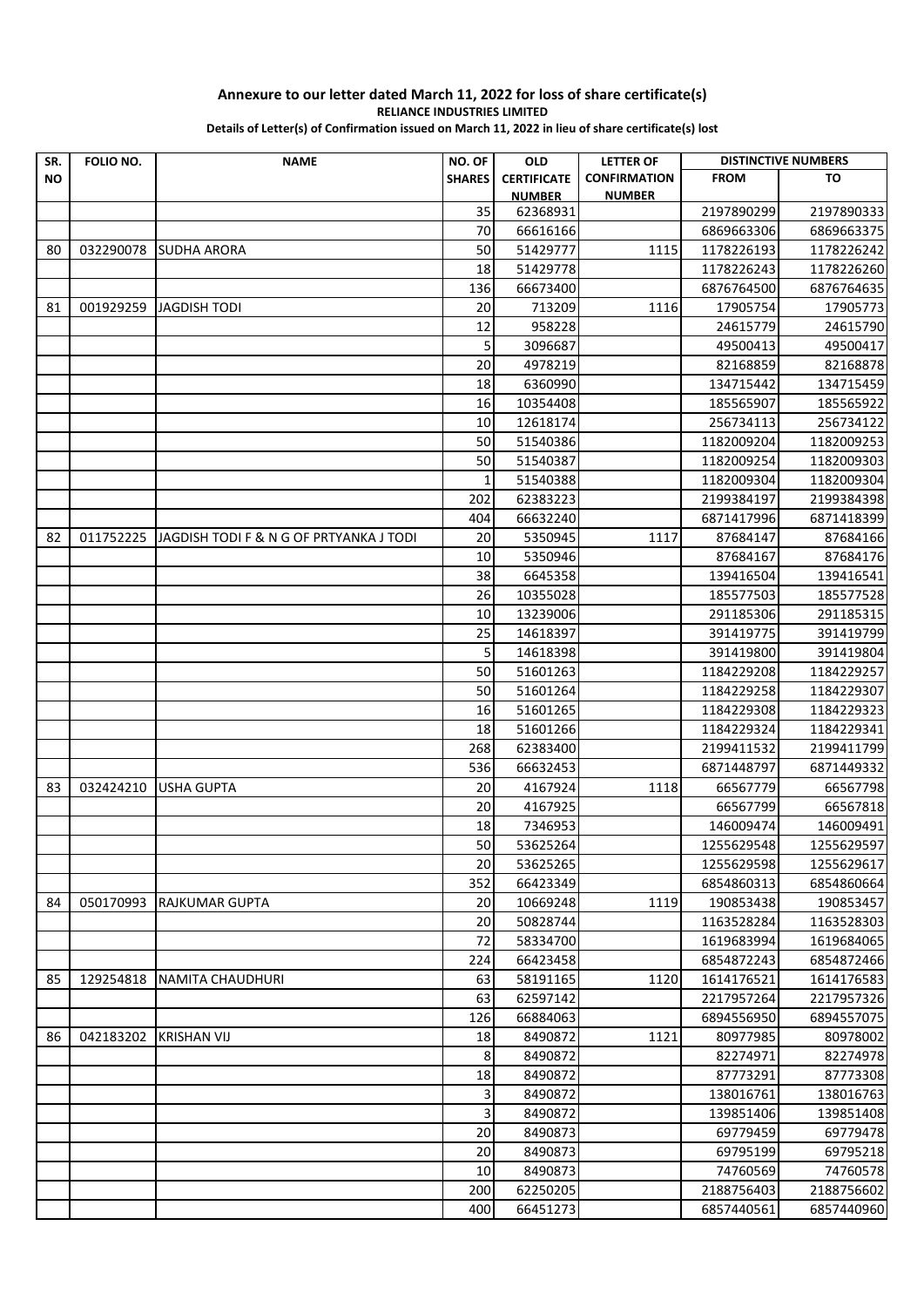**Annexure to our letter dated March 11, 2022 for loss of share certificate(s)**

**RELIANCE INDUSTRIES LIMITED**

**Details of Letter(s) of Confirmation issued on March 11, 2022 in lieu of share certificate(s) lost**

| SR. NO | FOLIO NO. | NAME | NO. OF SHARES | OLD CERTIFICATE NUMBER | LETTER OF CONFIRMATION NUMBER | DISTINCTIVE NUMBERS FROM | TO |
|---|---|---|---|---|---|---|---|
| | | | 35 | 62368931 | | 2197890299 | 2197890333 |
| | | | 70 | 66616166 | | 6869663306 | 6869663375 |
| 80 | 032290078 | SUDHA ARORA | 50 | 51429777 | 1115 | 1178226193 | 1178226242 |
| | | | 18 | 51429778 | | 1178226243 | 1178226260 |
| | | | 136 | 66673400 | | 6876764500 | 6876764635 |
| 81 | 001929259 | JAGDISH TODI | 20 | 713209 | 1116 | 17905754 | 17905773 |
| | | | 12 | 958228 | | 24615779 | 24615790 |
| | | | 5 | 3096687 | | 49500413 | 49500417 |
| | | | 20 | 4978219 | | 82168859 | 82168878 |
| | | | 18 | 6360990 | | 134715442 | 134715459 |
| | | | 16 | 10354408 | | 185565907 | 185565922 |
| | | | 10 | 12618174 | | 256734113 | 256734122 |
| | | | 50 | 51540386 | | 1182009204 | 1182009253 |
| | | | 50 | 51540387 | | 1182009254 | 1182009303 |
| | | | 1 | 51540388 | | 1182009304 | 1182009304 |
| | | | 202 | 62383223 | | 2199384197 | 2199384398 |
| | | | 404 | 66632240 | | 6871417996 | 6871418399 |
| 82 | 011752225 | JAGDISH TODI F & N G OF PRTYANKA J TODI | 20 | 5350945 | 1117 | 87684147 | 87684166 |
| | | | 10 | 5350946 | | 87684167 | 87684176 |
| | | | 38 | 6645358 | | 139416504 | 139416541 |
| | | | 26 | 10355028 | | 185577503 | 185577528 |
| | | | 10 | 13239006 | | 291185306 | 291185315 |
| | | | 25 | 14618397 | | 391419775 | 391419799 |
| | | | 5 | 14618398 | | 391419800 | 391419804 |
| | | | 50 | 51601263 | | 1184229208 | 1184229257 |
| | | | 50 | 51601264 | | 1184229258 | 1184229307 |
| | | | 16 | 51601265 | | 1184229308 | 1184229323 |
| | | | 18 | 51601266 | | 1184229324 | 1184229341 |
| | | | 268 | 62383400 | | 2199411532 | 2199411799 |
| | | | 536 | 66632453 | | 6871448797 | 6871449332 |
| 83 | 032424210 | USHA GUPTA | 20 | 4167924 | 1118 | 66567779 | 66567798 |
| | | | 20 | 4167925 | | 66567799 | 66567818 |
| | | | 18 | 7346953 | | 146009474 | 146009491 |
| | | | 50 | 53625264 | | 1255629548 | 1255629597 |
| | | | 20 | 53625265 | | 1255629598 | 1255629617 |
| | | | 352 | 66423349 | | 6854860313 | 6854860664 |
| 84 | 050170993 | RAJKUMAR GUPTA | 20 | 10669248 | 1119 | 190853438 | 190853457 |
| | | | 20 | 50828744 | | 1163528284 | 1163528303 |
| | | | 72 | 58334700 | | 1619683994 | 1619684065 |
| | | | 224 | 66423458 | | 6854872243 | 6854872466 |
| 85 | 129254818 | NAMITA CHAUDHURI | 63 | 58191165 | 1120 | 1614176521 | 1614176583 |
| | | | 63 | 62597142 | | 2217957264 | 2217957326 |
| | | | 126 | 66884063 | | 6894556950 | 6894557075 |
| 86 | 042183202 | KRISHAN VIJ | 18 | 8490872 | 1121 | 80977985 | 80978002 |
| | | | 8 | 8490872 | | 82274971 | 82274978 |
| | | | 18 | 8490872 | | 87773291 | 87773308 |
| | | | 3 | 8490872 | | 138016761 | 138016763 |
| | | | 3 | 8490872 | | 139851406 | 139851408 |
| | | | 20 | 8490873 | | 69779459 | 69779478 |
| | | | 20 | 8490873 | | 69795199 | 69795218 |
| | | | 10 | 8490873 | | 74760569 | 74760578 |
| | | | 200 | 62250205 | | 2188756403 | 2188756602 |
| | | | 400 | 66451273 | | 6857440561 | 6857440960 |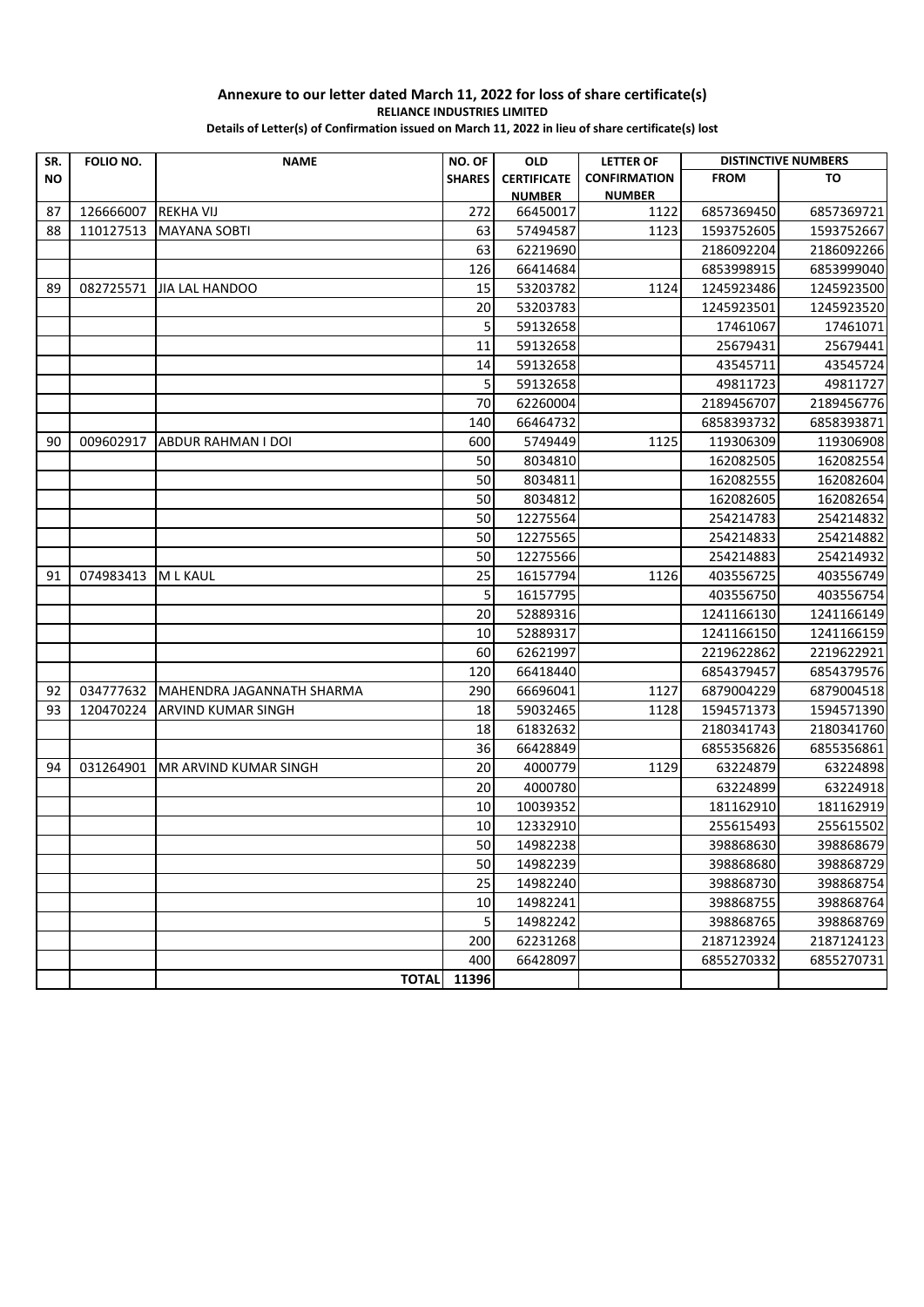**Annexure to our letter dated March 11, 2022 for loss of share certificate(s)**

**RELIANCE INDUSTRIES LIMITED**

**Details of Letter(s) of Confirmation issued on March 11, 2022 in lieu of share certificate(s) lost**

| SR. NO | FOLIO NO. | NAME | NO. OF SHARES | OLD CERTIFICATE NUMBER | LETTER OF CONFIRMATION NUMBER | DISTINCTIVE NUMBERS | |
|---|---|---|---|---|---|---|---|
| | | | | | | FROM | TO |
| 87 | 126666007 | REKHA VIJ | 272 | 66450017 | 1122 | 6857369450 | 6857369721 |
| 88 | 110127513 | MAYANA SOBTI | 63 | 57494587 | 1123 | 1593752605 | 1593752667 |
| | | | 63 | 62219690 | | 2186092204 | 2186092266 |
| | | | 126 | 66414684 | | 6853998915 | 6853999040 |
| 89 | 082725571 | JIA LAL HANDOO | 15 | 53203782 | 1124 | 1245923486 | 1245923500 |
| | | | 20 | 53203783 | | 1245923501 | 1245923520 |
| | | | 5 | 59132658 | | 17461067 | 17461071 |
| | | | 11 | 59132658 | | 25679431 | 25679441 |
| | | | 14 | 59132658 | | 43545711 | 43545724 |
| | | | 5 | 59132658 | | 49811723 | 49811727 |
| | | | 70 | 62260004 | | 2189456707 | 2189456776 |
| | | | 140 | 66464732 | | 6858393732 | 6858393871 |
| 90 | 009602917 | ABDUR RAHMAN I DOI | 600 | 5749449 | 1125 | 119306309 | 119306908 |
| | | | 50 | 8034810 | | 162082505 | 162082554 |
| | | | 50 | 8034811 | | 162082555 | 162082604 |
| | | | 50 | 8034812 | | 162082605 | 162082654 |
| | | | 50 | 12275564 | | 254214783 | 254214832 |
| | | | 50 | 12275565 | | 254214833 | 254214882 |
| | | | 50 | 12275566 | | 254214883 | 254214932 |
| 91 | 074983413 | M L KAUL | 25 | 16157794 | 1126 | 403556725 | 403556749 |
| | | | 5 | 16157795 | | 403556750 | 403556754 |
| | | | 20 | 52889316 | | 1241166130 | 1241166149 |
| | | | 10 | 52889317 | | 1241166150 | 1241166159 |
| | | | 60 | 62621997 | | 2219622862 | 2219622921 |
| | | | 120 | 66418440 | | 6854379457 | 6854379576 |
| 92 | 034777632 | MAHENDRA JAGANNATH SHARMA | 290 | 66696041 | 1127 | 6879004229 | 6879004518 |
| 93 | 120470224 | ARVIND KUMAR SINGH | 18 | 59032465 | 1128 | 1594571373 | 1594571390 |
| | | | 18 | 61832632 | | 2180341743 | 2180341760 |
| | | | 36 | 66428849 | | 6855356826 | 6855356861 |
| 94 | 031264901 | MR ARVIND KUMAR SINGH | 20 | 4000779 | 1129 | 63224879 | 63224898 |
| | | | 20 | 4000780 | | 63224899 | 63224918 |
| | | | 10 | 10039352 | | 181162910 | 181162919 |
| | | | 10 | 12332910 | | 255615493 | 255615502 |
| | | | 50 | 14982238 | | 398868630 | 398868679 |
| | | | 50 | 14982239 | | 398868680 | 398868729 |
| | | | 25 | 14982240 | | 398868730 | 398868754 |
| | | | 10 | 14982241 | | 398868755 | 398868764 |
| | | | 5 | 14982242 | | 398868765 | 398868769 |
| | | | 200 | 62231268 | | 2187123924 | 2187124123 |
| | | | 400 | 66428097 | | 6855270332 | 6855270731 |
| | | **TOTAL** | **11396** | | | | |